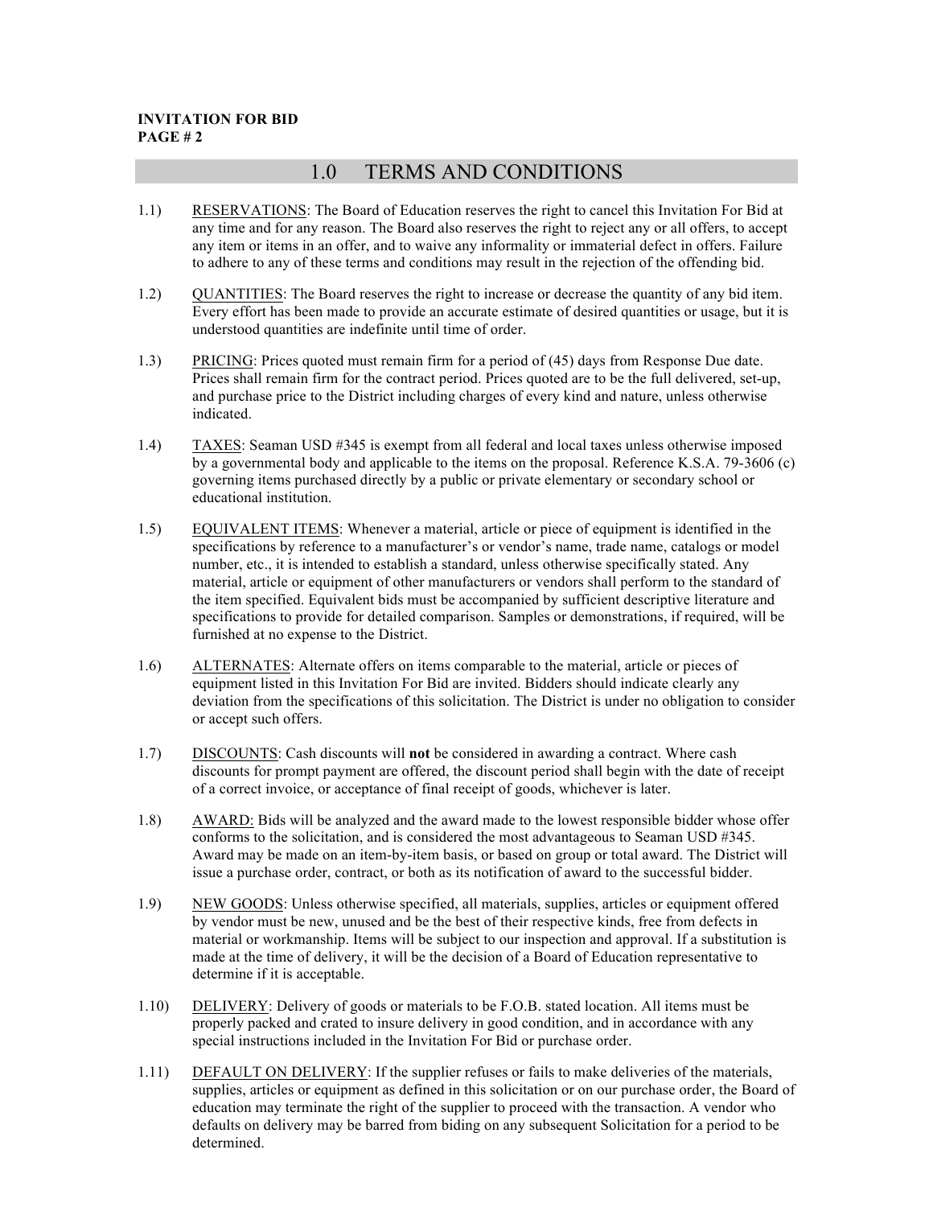**INVITATION FOR BID**
**PAGE # 2**

# 1.0 TERMS AND CONDITIONS

1.1) RESERVATIONS: The Board of Education reserves the right to cancel this Invitation For Bid at any time and for any reason. The Board also reserves the right to reject any or all offers, to accept any item or items in an offer, and to waive any informality or immaterial defect in offers. Failure to adhere to any of these terms and conditions may result in the rejection of the offending bid.

1.2) QUANTITIES: The Board reserves the right to increase or decrease the quantity of any bid item. Every effort has been made to provide an accurate estimate of desired quantities or usage, but it is understood quantities are indefinite until time of order.

1.3) PRICING: Prices quoted must remain firm for a period of (45) days from Response Due date. Prices shall remain firm for the contract period. Prices quoted are to be the full delivered, set-up, and purchase price to the District including charges of every kind and nature, unless otherwise indicated.

1.4) TAXES: Seaman USD #345 is exempt from all federal and local taxes unless otherwise imposed by a governmental body and applicable to the items on the proposal. Reference K.S.A. 79-3606 (c) governing items purchased directly by a public or private elementary or secondary school or educational institution.

1.5) EQUIVALENT ITEMS: Whenever a material, article or piece of equipment is identified in the specifications by reference to a manufacturer's or vendor's name, trade name, catalogs or model number, etc., it is intended to establish a standard, unless otherwise specifically stated. Any material, article or equipment of other manufacturers or vendors shall perform to the standard of the item specified. Equivalent bids must be accompanied by sufficient descriptive literature and specifications to provide for detailed comparison. Samples or demonstrations, if required, will be furnished at no expense to the District.

1.6) ALTERNATES: Alternate offers on items comparable to the material, article or pieces of equipment listed in this Invitation For Bid are invited. Bidders should indicate clearly any deviation from the specifications of this solicitation. The District is under no obligation to consider or accept such offers.

1.7) DISCOUNTS: Cash discounts will **not** be considered in awarding a contract. Where cash discounts for prompt payment are offered, the discount period shall begin with the date of receipt of a correct invoice, or acceptance of final receipt of goods, whichever is later.

1.8) AWARD: Bids will be analyzed and the award made to the lowest responsible bidder whose offer conforms to the solicitation, and is considered the most advantageous to Seaman USD #345. Award may be made on an item-by-item basis, or based on group or total award. The District will issue a purchase order, contract, or both as its notification of award to the successful bidder.

1.9) NEW GOODS: Unless otherwise specified, all materials, supplies, articles or equipment offered by vendor must be new, unused and be the best of their respective kinds, free from defects in material or workmanship. Items will be subject to our inspection and approval. If a substitution is made at the time of delivery, it will be the decision of a Board of Education representative to determine if it is acceptable.

1.10) DELIVERY: Delivery of goods or materials to be F.O.B. stated location. All items must be properly packed and crated to insure delivery in good condition, and in accordance with any special instructions included in the Invitation For Bid or purchase order.

1.11) DEFAULT ON DELIVERY: If the supplier refuses or fails to make deliveries of the materials, supplies, articles or equipment as defined in this solicitation or on our purchase order, the Board of education may terminate the right of the supplier to proceed with the transaction. A vendor who defaults on delivery may be barred from biding on any subsequent Solicitation for a period to be determined.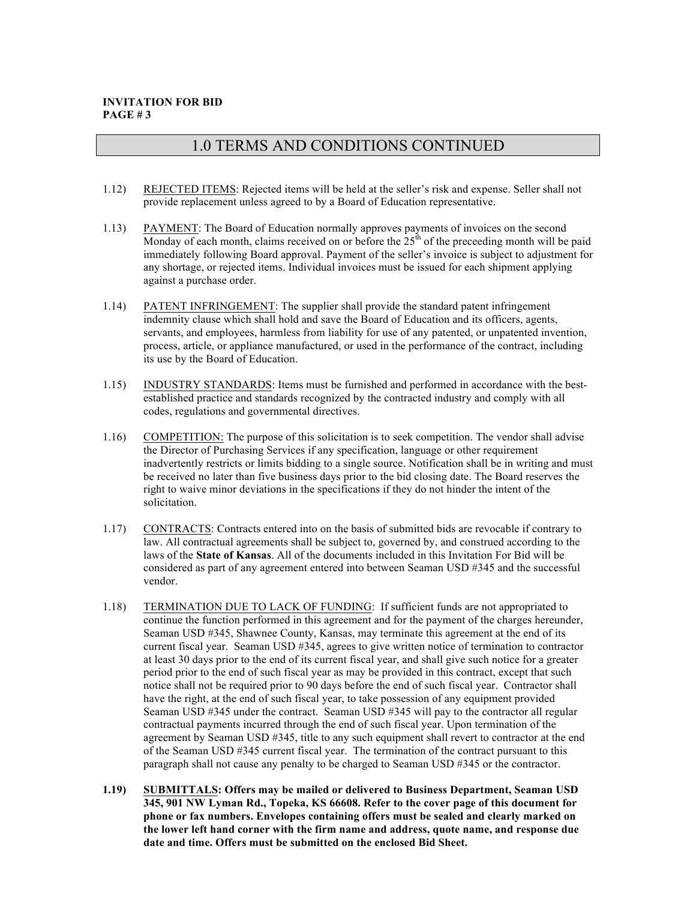**INVITATION FOR BID**
**PAGE # 3**

## 1.0 TERMS AND CONDITIONS CONTINUED

1.12) REJECTED ITEMS: Rejected items will be held at the seller's risk and expense. Seller shall not provide replacement unless agreed to by a Board of Education representative.

1.13) PAYMENT: The Board of Education normally approves payments of invoices on the second Monday of each month, claims received on or before the 25th of the preceeding month will be paid immediately following Board approval. Payment of the seller's invoice is subject to adjustment for any shortage, or rejected items. Individual invoices must be issued for each shipment applying against a purchase order.

1.14) PATENT INFRINGEMENT: The supplier shall provide the standard patent infringement indemnity clause which shall hold and save the Board of Education and its officers, agents, servants, and employees, harmless from liability for use of any patented, or unpatented invention, process, article, or appliance manufactured, or used in the performance of the contract, including its use by the Board of Education.

1.15) INDUSTRY STANDARDS: Items must be furnished and performed in accordance with the best-established practice and standards recognized by the contracted industry and comply with all codes, regulations and governmental directives.

1.16) COMPETITION: The purpose of this solicitation is to seek competition. The vendor shall advise the Director of Purchasing Services if any specification, language or other requirement inadvertently restricts or limits bidding to a single source. Notification shall be in writing and must be received no later than five business days prior to the bid closing date. The Board reserves the right to waive minor deviations in the specifications if they do not hinder the intent of the solicitation.

1.17) CONTRACTS: Contracts entered into on the basis of submitted bids are revocable if contrary to law. All contractual agreements shall be subject to, governed by, and construed according to the laws of the **State of Kansas**. All of the documents included in this Invitation For Bid will be considered as part of any agreement entered into between Seaman USD #345 and the successful vendor.

1.18) TERMINATION DUE TO LACK OF FUNDING: If sufficient funds are not appropriated to continue the function performed in this agreement and for the payment of the charges hereunder, Seaman USD #345, Shawnee County, Kansas, may terminate this agreement at the end of its current fiscal year. Seaman USD #345, agrees to give written notice of termination to contractor at least 30 days prior to the end of its current fiscal year, and shall give such notice for a greater period prior to the end of such fiscal year as may be provided in this contract, except that such notice shall not be required prior to 90 days before the end of such fiscal year. Contractor shall have the right, at the end of such fiscal year, to take possession of any equipment provided Seaman USD #345 under the contract. Seaman USD #345 will pay to the contractor all regular contractual payments incurred through the end of such fiscal year. Upon termination of the agreement by Seaman USD #345, title to any such equipment shall revert to contractor at the end of the Seaman USD #345 current fiscal year. The termination of the contract pursuant to this paragraph shall not cause any penalty to be charged to Seaman USD #345 or the contractor.

**1.19) SUBMITTALS: Offers may be mailed or delivered to Business Department, Seaman USD 345, 901 NW Lyman Rd., Topeka, KS 66608. Refer to the cover page of this document for phone or fax numbers. Envelopes containing offers must be sealed and clearly marked on the lower left hand corner with the firm name and address, quote name, and response due date and time. Offers must be submitted on the enclosed Bid Sheet.**